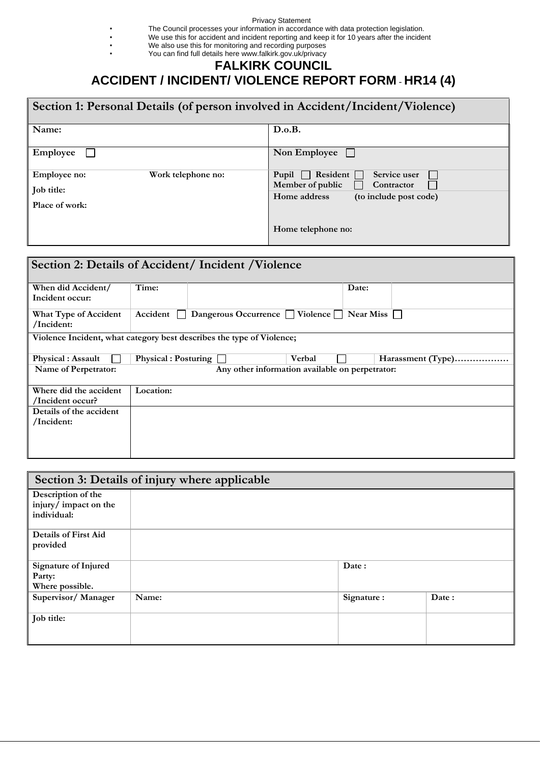Privacy Statement

- The Council processes your information in accordance with data protection legislation.
- We use this for accident and incident reporting and keep it for 10 years after the incident
- We also use this for monitoring and recording purposes
- You can find full details here www.falkirk.gov.uk/privacy

# FALKIRK COUNCIL

# ACCIDENT / INCIDENT/ VIOLENCE REPORT FORM - HR14 (4)

| **Section 1: Personal Details (of person involved in Accident/Incident/Violence)** | |
|---|---|
| **Name:** | **D.o.B.** |
| **Employee** ☐ | **Non Employee** ☐ |
| **Employee no:** **Work telephone no:**<br>**Job title:**<br>**Place of work:** | **Pupil** ☐ **Resident** ☐ **Service user** ☐<br>**Member of public** ☐ **Contractor** ☐<br>**Home address (to include post code)**<br><br>**Home telephone no:** |

| **Section 2: Details of Accident/ Incident /Violence** | | | | | |
|---|---|---|---|---|---|
| **When did Accident/ Incident occur:** | **Time:** | | **Date:** | | |
| **What Type of Accident /Incident:** | **Accident** ☐ **Dangerous Occurrence** ☐ **Violence** ☐ **Near Miss** ☐ | | | | |
| **Violence Incident, what category best describes the type of Violence;** | | | | | |
| **Physical : Assault** ☐ | **Physical : Posturing** ☐ | | **Verbal** ☐ | | **Harassment (Type)………………** |
| **Name of Perpetrator:** | **Any other information available on perpetrator:** | | | | |
| **Where did the accident /Incident occur?** | **Location:** | | | | |
| **Details of the accident /Incident:** | | | | | |

| **Section 3: Details of injury where applicable** | | | |
|---|---|---|---|
| **Description of the injury/ impact on the individual:** | | | |
| **Details of First Aid provided** | | | |
| **Signature of Injured Party: Where possible.** | | **Date :** | |
| **Supervisor/ Manager** | **Name:** | **Signature :** | **Date :** |
| **Job title:** | | | |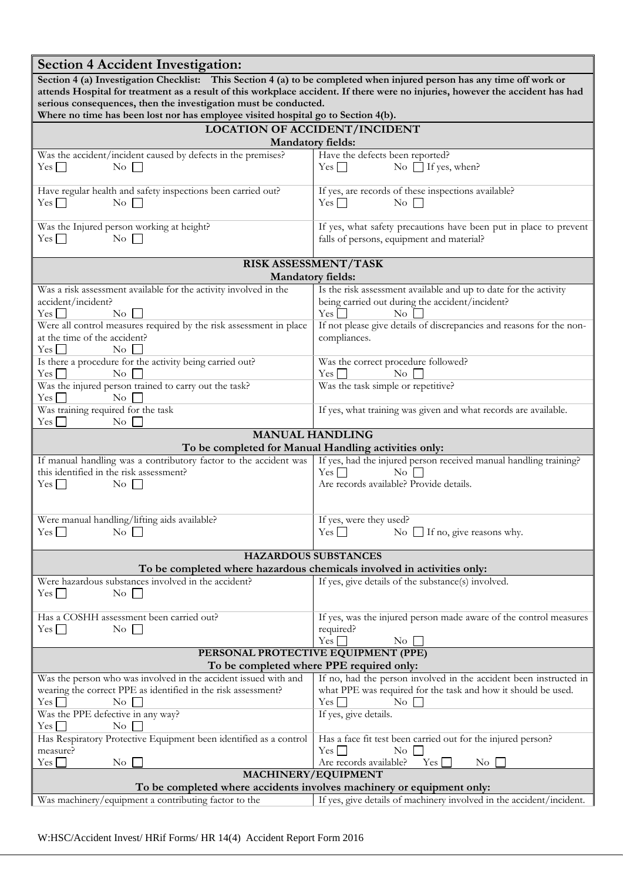## Section 4 Accident Investigation:

**Section 4 (a) Investigation Checklist: This Section 4 (a) to be completed when injured person has any time off work or attends Hospital for treatment as a result of this workplace accident. If there were no injuries, however the accident has had serious consequences, then the investigation must be conducted.**
**Where no time has been lost nor has employee visited hospital go to Section 4(b).**

| **LOCATION OF ACCIDENT/INCIDENT**<br>**Mandatory fields:** | |
|---|---|
| Was the accident/incident caused by defects in the premises?<br>Yes ☐ No ☐ | Have the defects been reported?<br>Yes ☐ No ☐ If yes, when? |
| Have regular health and safety inspections been carried out?<br>Yes ☐ No ☐ | If yes, are records of these inspections available?<br>Yes ☐ No ☐ |
| Was the Injured person working at height?<br>Yes ☐ No ☐ | If yes, what safety precautions have been put in place to prevent falls of persons, equipment and material? |
| **RISK ASSESSMENT/TASK**<br>**Mandatory fields:** | |
| Was a risk assessment available for the activity involved in the accident/incident?<br>Yes ☐ No ☐ | Is the risk assessment available and up to date for the activity being carried out during the accident/incident?<br>Yes ☐ No ☐ |
| Were all control measures required by the risk assessment in place at the time of the accident?<br>Yes ☐ No ☐ | If not please give details of discrepancies and reasons for the non-compliances. |
| Is there a procedure for the activity being carried out?<br>Yes ☐ No ☐ | Was the correct procedure followed?<br>Yes ☐ No ☐ |
| Was the injured person trained to carry out the task?<br>Yes ☐ No ☐ | Was the task simple or repetitive? |
| Was training required for the task<br>Yes ☐ No ☐ | If yes, what training was given and what records are available. |
| **MANUAL HANDLING**<br>**To be completed for Manual Handling activities only:** | |
| If manual handling was a contributory factor to the accident was this identified in the risk assessment?<br>Yes ☐ No ☐ | If yes, had the injured person received manual handling training?<br>Yes ☐ No ☐<br>Are records available? Provide details. |
| Were manual handling/lifting aids available?<br>Yes ☐ No ☐ | If yes, were they used?<br>Yes ☐ No ☐ If no, give reasons why. |
| **HAZARDOUS SUBSTANCES**<br>**To be completed where hazardous chemicals involved in activities only:** | |
| Were hazardous substances involved in the accident?<br>Yes ☐ No ☐ | If yes, give details of the substance(s) involved. |
| Has a COSHH assessment been carried out?<br>Yes ☐ No ☐ | If yes, was the injured person made aware of the control measures required?<br>Yes ☐ No ☐ |
| **PERSONAL PROTECTIVE EQUIPMENT (PPE)**<br>**To be completed where PPE required only:** | |
| Was the person who was involved in the accident issued with and wearing the correct PPE as identified in the risk assessment?<br>Yes ☐ No ☐ | If no, had the person involved in the accident been instructed in what PPE was required for the task and how it should be used.<br>Yes ☐ No ☐ |
| Was the PPE defective in any way?<br>Yes ☐ No ☐ | If yes, give details. |
| Has Respiratory Protective Equipment been identified as a control measure?<br>Yes ☐ No ☐ | Has a face fit test been carried out for the injured person?<br>Yes ☐ No ☐<br>Are records available? Yes ☐ No ☐ |
| **MACHINERY/EQUIPMENT**<br>**To be completed where accidents involves machinery or equipment only:** | |
| Was machinery/equipment a contributing factor to the | If yes, give details of machinery involved in the accident/incident. |

W:HSC/Accident Invest/ HRif Forms/ HR 14(4) Accident Report Form 2016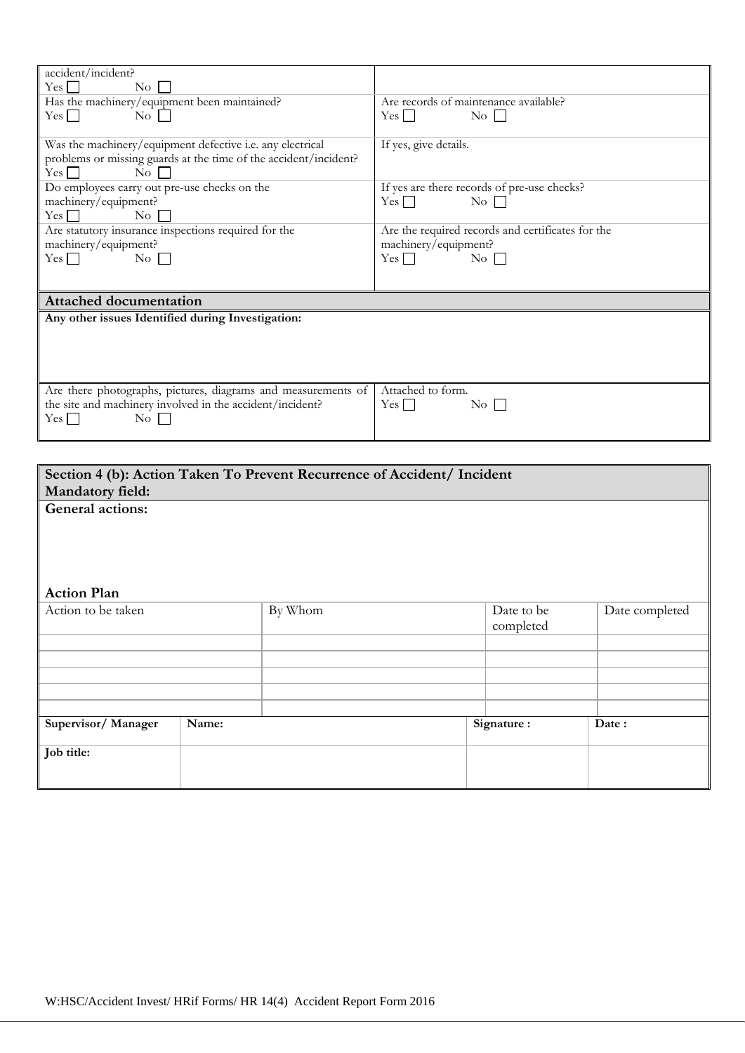| | |
|---|---|
| accident/incident?<br>Yes ☐ No ☐ | |
| Has the machinery/equipment been maintained?<br>Yes ☐ No ☐ | Are records of maintenance available?<br>Yes ☐ No ☐ |
| Was the machinery/equipment defective i.e. any electrical problems or missing guards at the time of the accident/incident?<br>Yes ☐ No ☐ | If yes, give details. |
| Do employees carry out pre-use checks on the machinery/equipment?<br>Yes ☐ No ☐ | If yes are there records of pre-use checks?<br>Yes ☐ No ☐ |
| Are statutory insurance inspections required for the machinery/equipment?<br>Yes ☐ No ☐ | Are the required records and certificates for the machinery/equipment?<br>Yes ☐ No ☐ |

**Attached documentation**

**Any other issues Identified during Investigation:**

| | |
|---|---|
| Are there photographs, pictures, diagrams and measurements of the site and machinery involved in the accident/incident?<br>Yes ☐ No ☐ | Attached to form.<br>Yes ☐ No ☐ |

## Section 4 (b): Action Taken To Prevent Recurrence of Accident/ Incident

**Mandatory field:**

**General actions:**

**Action Plan**

| Action to be taken | By Whom | Date to be completed | Date completed |
|---|---|---|---|
| | | | |
| | | | |
| | | | |
| | | | |
| | | | |

| Supervisor/ Manager | Name: | Signature : | Date : |
|---|---|---|---|
| **Job title:** | | | |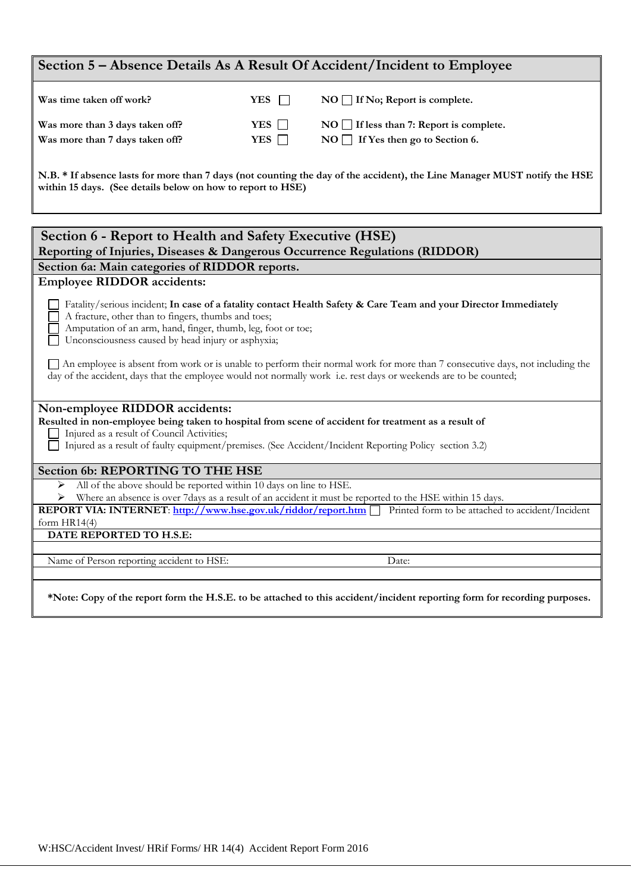## Section 5 – Absence Details As A Result Of Accident/Incident to Employee

| | | |
|---|---|---|
| **Was time taken off work?** | **YES** ☐ | **NO** ☐ **If No; Report is complete.** |
| **Was more than 3 days taken off?** | **YES** ☐ | **NO** ☐ **If less than 7: Report is complete.** |
| **Was more than 7 days taken off?** | **YES** ☐ | **NO** ☐ **If Yes then go to Section 6.** |

**N.B. * If absence lasts for more than 7 days (not counting the day of the accident), the Line Manager MUST notify the HSE within 15 days. (See details below on how to report to HSE)**

## Section 6 - Report to Health and Safety Executive (HSE)

### Reporting of Injuries, Diseases & Dangerous Occurrence Regulations (RIDDOR)

### Section 6a: Main categories of RIDDOR reports.

### Employee RIDDOR accidents:

- ☐ Fatality/serious incident; **In case of a fatality contact Health Safety & Care Team and your Director Immediately**
- ☐ A fracture, other than to fingers, thumbs and toes;
- ☐ Amputation of an arm, hand, finger, thumb, leg, foot or toe;
- ☐ Unconsciousness caused by head injury or asphyxia;

☐ An employee is absent from work or is unable to perform their normal work for more than 7 consecutive days, not including the day of the accident, days that the employee would not normally work i.e. rest days or weekends are to be counted;

### Non-employee RIDDOR accidents:

**Resulted in non-employee being taken to hospital from scene of accident for treatment as a result of**

- ☐ Injured as a result of Council Activities;
- ☐ Injured as a result of faulty equipment/premises. (See Accident/Incident Reporting Policy section 3.2)

### Section 6b: REPORTING TO THE HSE

- All of the above should be reported within 10 days on line to HSE.
- Where an absence is over 7days as a result of an accident it must be reported to the HSE within 15 days.

**REPORT VIA: INTERNET**: **http://www.hse.gov.uk/riddor/report.htm** ☐ Printed form to be attached to accident/Incident form HR14(4)

**DATE REPORTED TO H.S.E:**

Name of Person reporting accident to HSE: Date:

***Note: Copy of the report form the H.S.E. to be attached to this accident/incident reporting form for recording purposes.**

W:HSC/Accident Invest/ HRif Forms/ HR 14(4) Accident Report Form 2016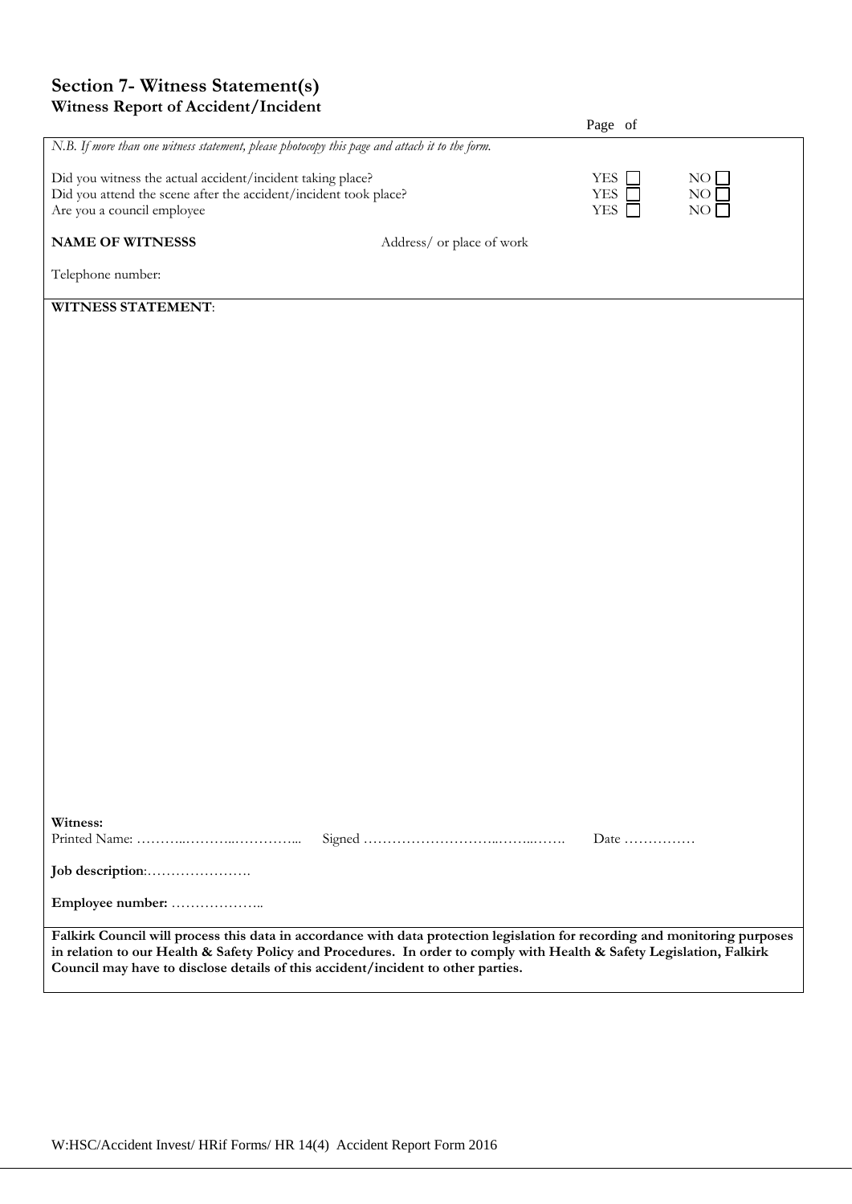## Section 7- Witness Statement(s)

### Witness Report of Accident/Incident

Page of

*N.B. If more than one witness statement, please photocopy this page and attach it to the form.*

| | | |
|---|---|---|
| Did you witness the actual accident/incident taking place? | YES ☐ | NO ☐ |
| Did you attend the scene after the accident/incident took place? | YES ☐ | NO ☐ |
| Are you a council employee | YES ☐ | NO ☐ |

**NAME OF WITNESSS** Address/ or place of work

Telephone number:

**WITNESS STATEMENT**:

**Witness:**

Printed Name: ………..………..…………... Signed ………………………..……..……. Date ……………

**Job description**:………………….

**Employee number:** ………………..

**Falkirk Council will process this data in accordance with data protection legislation for recording and monitoring purposes in relation to our Health & Safety Policy and Procedures. In order to comply with Health & Safety Legislation, Falkirk Council may have to disclose details of this accident/incident to other parties.**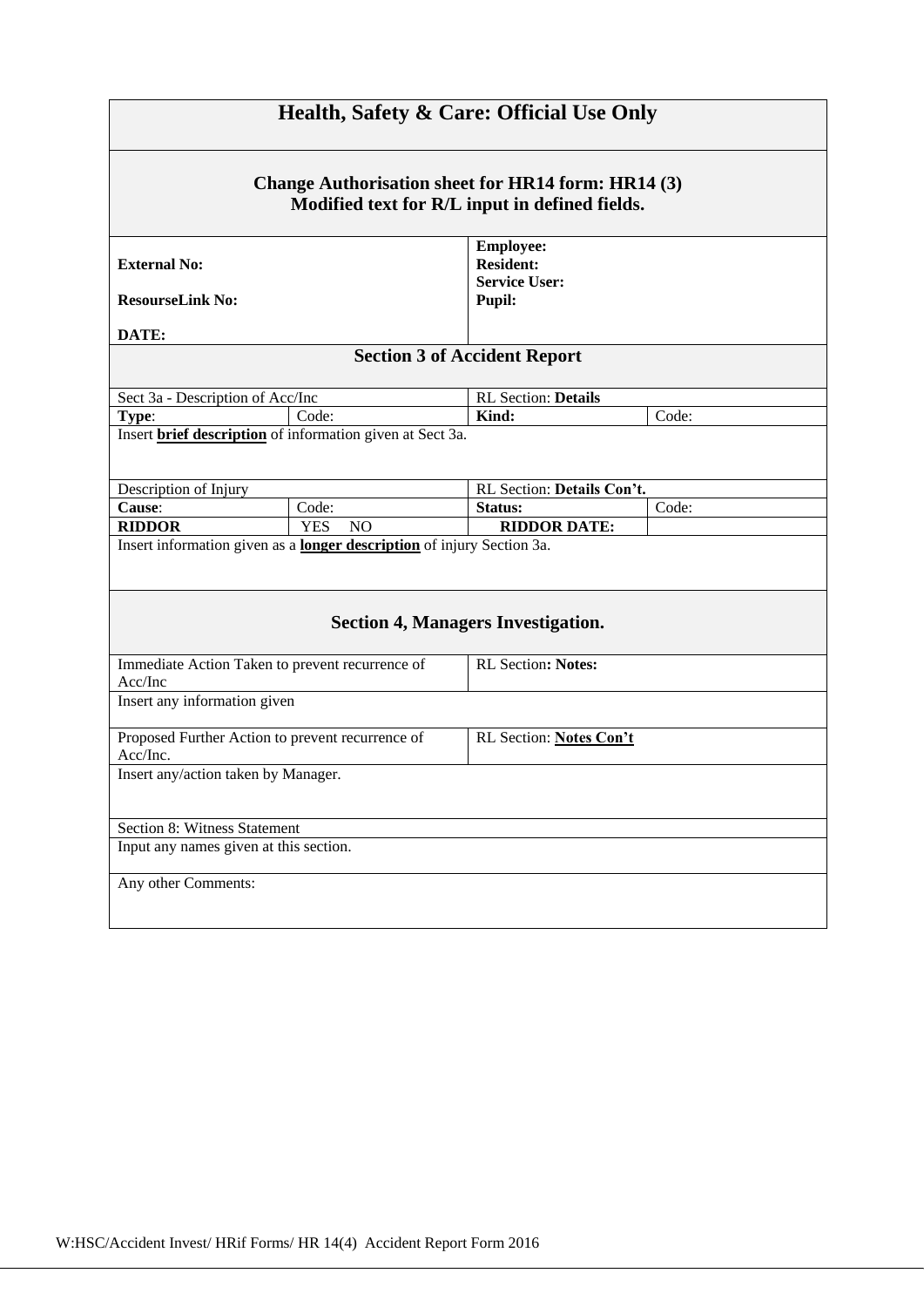# Health, Safety & Care: Official Use Only

## Change Authorisation sheet for HR14 form: HR14 (3)
## Modified text for R/L input in defined fields.

| | | | |
|---|---|---|---|
| **External No:**<br><br>**ResourseLink No:**<br><br>**DATE:** | | **Employee:**<br>**Resident:**<br>**Service User:**<br>**Pupil:** | |
| **Section 3 of Accident Report** | | | |
| Sect 3a - Description of Acc/Inc | | RL Section: **Details** | |
| **Type**: | Code: | **Kind:** | Code: |
| Insert **brief description** of information given at Sect 3a. | | | |
| Description of Injury | | RL Section: **Details Con't.** | |
| **Cause**: | Code: | **Status:** | Code: |
| **RIDDOR** | YES NO | **RIDDOR DATE:** | |
| Insert information given as a **longer description** of injury Section 3a. | | | |
| **Section 4, Managers Investigation.** | | | |
| Immediate Action Taken to prevent recurrence of Acc/Inc | | RL Section**: Notes:** | |
| Insert any information given | | | |
| Proposed Further Action to prevent recurrence of Acc/Inc. | | RL Section: **Notes Con't** | |
| Insert any/action taken by Manager. | | | |
| Section 8: Witness Statement | | | |
| Input any names given at this section. | | | |
| Any other Comments: | | | |

W:HSC/Accident Invest/ HRif Forms/ HR 14(4) Accident Report Form 2016